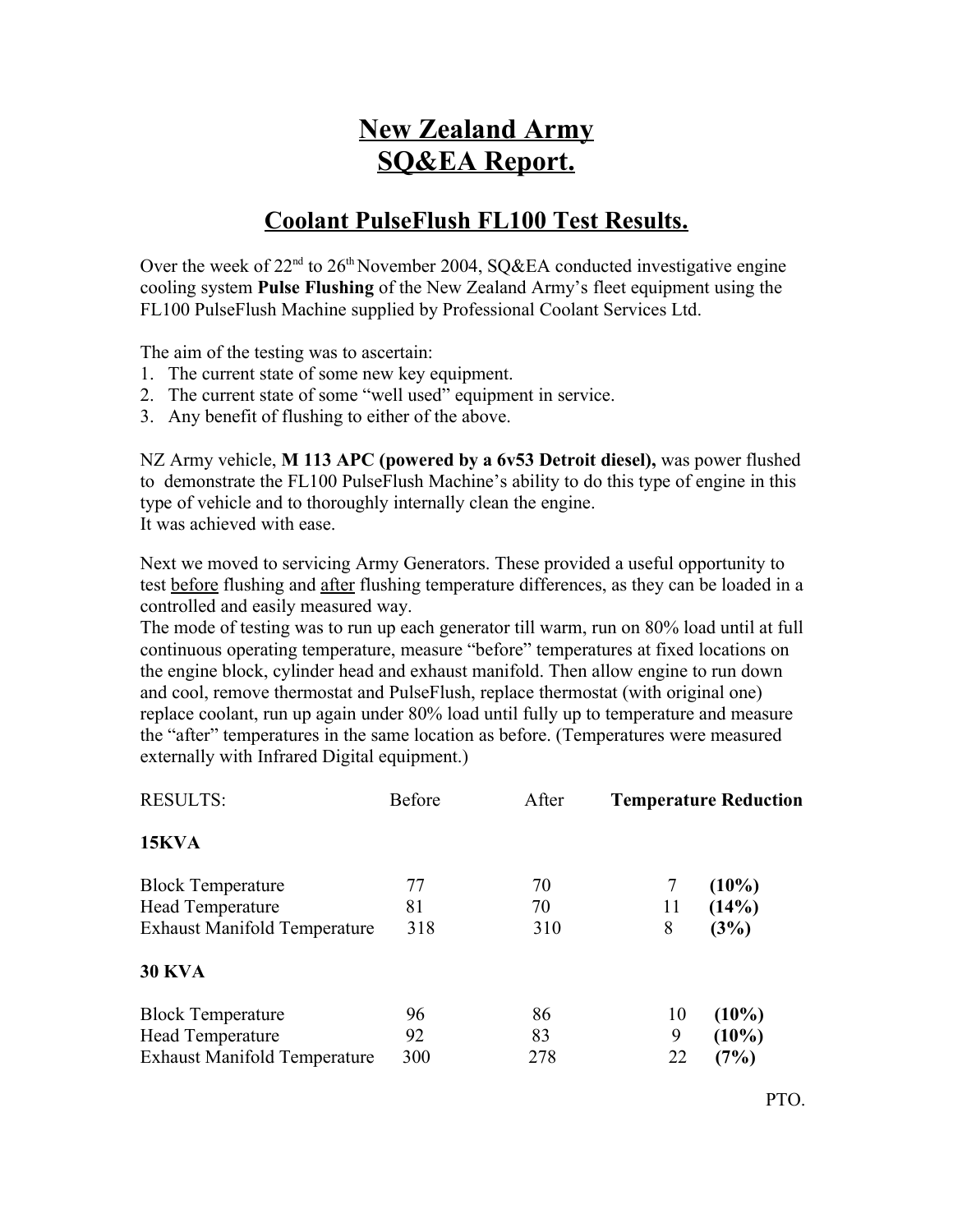# New Zealand Army
# SQ&EA Report.

## Coolant PulseFlush FL100 Test Results.

Over the week of 22nd to 26th November 2004, SQ&EA conducted investigative engine cooling system **Pulse Flushing** of the New Zealand Army's fleet equipment using the FL100 PulseFlush Machine supplied by Professional Coolant Services Ltd.

The aim of the testing was to ascertain:

1. The current state of some new key equipment.
2. The current state of some "well used" equipment in service.
3. Any benefit of flushing to either of the above.

NZ Army vehicle, **M 113 APC (powered by a 6v53 Detroit diesel),** was power flushed to demonstrate the FL100 PulseFlush Machine's ability to do this type of engine in this type of vehicle and to thoroughly internally clean the engine.
It was achieved with ease.

Next we moved to servicing Army Generators. These provided a useful opportunity to test before flushing and after flushing temperature differences, as they can be loaded in a controlled and easily measured way.
The mode of testing was to run up each generator till warm, run on 80% load until at full continuous operating temperature, measure "before" temperatures at fixed locations on the engine block, cylinder head and exhaust manifold. Then allow engine to run down and cool, remove thermostat and PulseFlush, replace thermostat (with original one) replace coolant, run up again under 80% load until fully up to temperature and measure the "after" temperatures in the same location as before. (Temperatures were measured externally with Infrared Digital equipment.)

| RESULTS: | Before | After | **Temperature Reduction** | |
|---|---|---|---|---|
| **15KVA** | | | | |
| Block Temperature | 77 | 70 | 7 | **(10%)** |
| Head Temperature | 81 | 70 | 11 | **(14%)** |
| Exhaust Manifold Temperature | 318 | 310 | 8 | **(3%)** |
| **30 KVA** | | | | |
| Block Temperature | 96 | 86 | 10 | **(10%)** |
| Head Temperature | 92 | 83 | 9 | **(10%)** |
| Exhaust Manifold Temperature | 300 | 278 | 22 | **(7%)** |

PTO.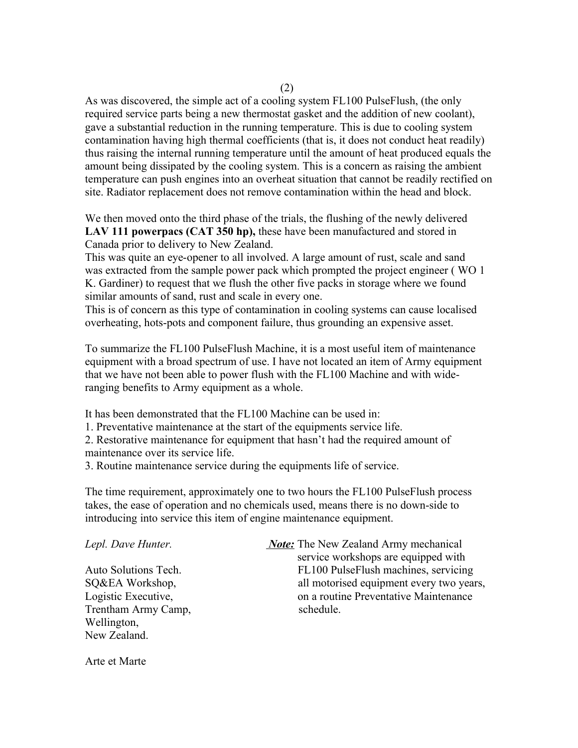As was discovered, the simple act of a cooling system FL100 PulseFlush, (the only required service parts being a new thermostat gasket and the addition of new coolant), gave a substantial reduction in the running temperature. This is due to cooling system contamination having high thermal coefficients (that is, it does not conduct heat readily) thus raising the internal running temperature until the amount of heat produced equals the amount being dissipated by the cooling system. This is a concern as raising the ambient temperature can push engines into an overheat situation that cannot be readily rectified on site. Radiator replacement does not remove contamination within the head and block.

We then moved onto the third phase of the trials, the flushing of the newly delivered **LAV 111 powerpacs (CAT 350 hp),** these have been manufactured and stored in Canada prior to delivery to New Zealand.
This was quite an eye-opener to all involved. A large amount of rust, scale and sand was extracted from the sample power pack which prompted the project engineer ( WO 1 K. Gardiner) to request that we flush the other five packs in storage where we found similar amounts of sand, rust and scale in every one.
This is of concern as this type of contamination in cooling systems can cause localised overheating, hots-pots and component failure, thus grounding an expensive asset.

To summarize the FL100 PulseFlush Machine, it is a most useful item of maintenance equipment with a broad spectrum of use. I have not located an item of Army equipment that we have not been able to power flush with the FL100 Machine and with wide-ranging benefits to Army equipment as a whole.

It has been demonstrated that the FL100 Machine can be used in:

1. Preventative maintenance at the start of the equipments service life.
2. Restorative maintenance for equipment that hasn't had the required amount of maintenance over its service life.
3. Routine maintenance service during the equipments life of service.

The time requirement, approximately one to two hours the FL100 PulseFlush process takes, the ease of operation and no chemicals used, means there is no down-side to introducing into service this item of engine maintenance equipment.

*Lepl. Dave Hunter.*

Auto Solutions Tech.
SQ&EA Workshop,
Logistic Executive,
Trentham Army Camp,
Wellington,
New Zealand.

***Note:*** The New Zealand Army mechanical service workshops are equipped with FL100 PulseFlush machines, servicing all motorised equipment every two years, on a routine Preventative Maintenance schedule.

Arte et Marte